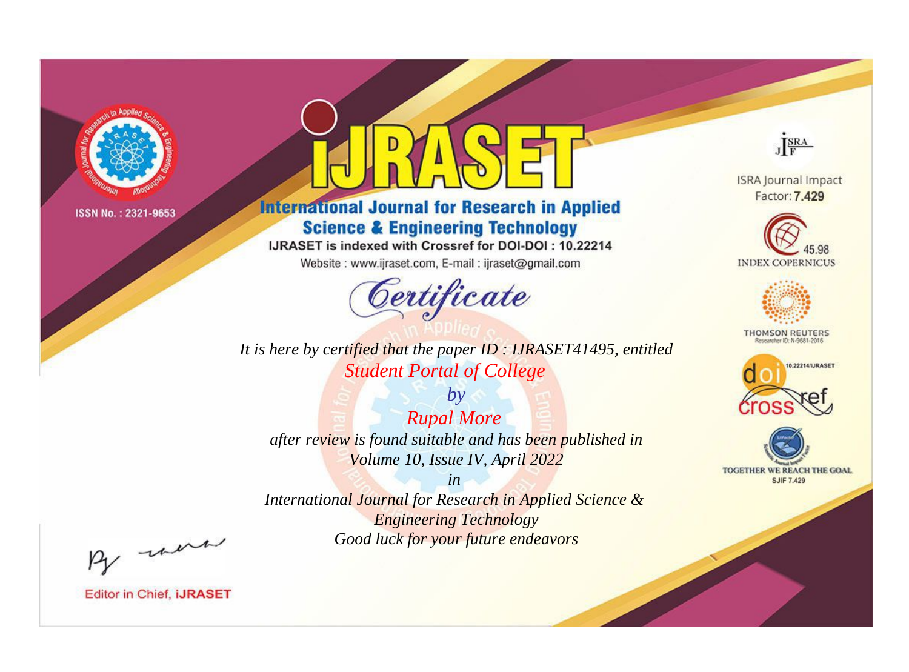ISSN No. : 2321-9653

# IJRASET

## International Journal for Research in Applied Science & Engineering Technology

IJRASET is indexed with Crossref for DOI-DOI : 10.22214

Website : www.ijraset.com, E-mail : ijraset@gmail.com

ISRA Journal Impact Factor: **7.429**

45.98 INDEX COPERNICUS

THOMSON REUTERS Researcher ID: N-9681-2016

10.22214/IJRASET

TOGETHER WE REACH THE GOAL SJIF 7.429

## *Certificate*

*It is here by certified that the paper ID : IJRASET41495, entitled*

*Student Portal of College*

*by*

*Rupal More*

*after review is found suitable and has been published in*

*Volume 10, Issue IV, April 2022*

*in*

*International Journal for Research in Applied Science & Engineering Technology*

*Good luck for your future endeavors*

Editor in Chief, **IJRASET**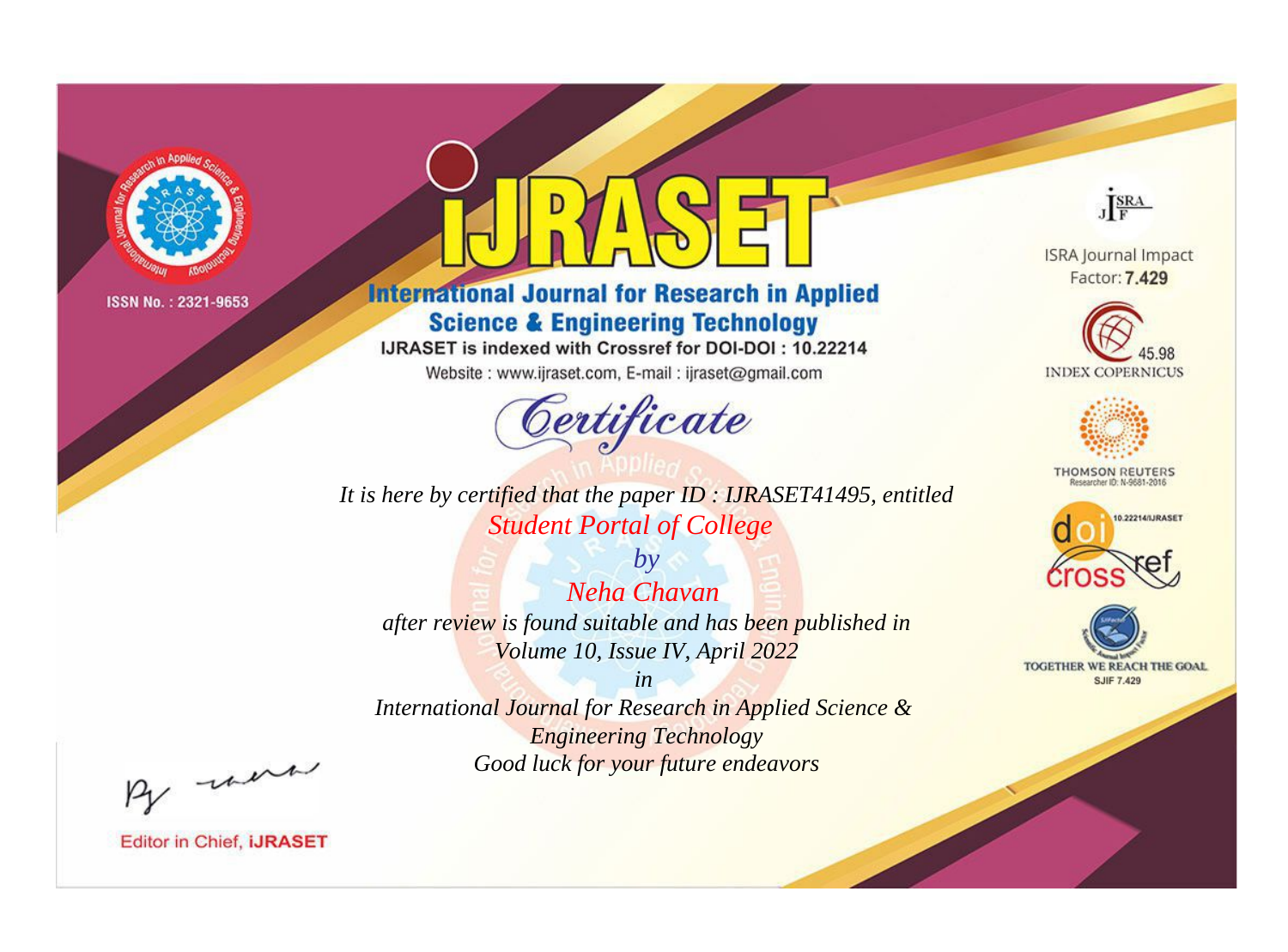ISSN No. : 2321-9653

# iJRASET

## International Journal for Research in Applied Science & Engineering Technology

IJRASET is indexed with Crossref for DOI-DOI : 10.22214

Website : www.ijraset.com, E-mail : ijraset@gmail.com

# Certificate

It is here by certified that the paper ID : IJRASET41495, entitled

Student Portal of College

by

Neha Chavan

after review is found suitable and has been published in

Volume 10, Issue IV, April 2022

in

International Journal for Research in Applied Science & Engineering Technology

Good luck for your future endeavors

ISRA Journal Impact Factor: **7.429**

45.98 INDEX COPERNICUS

THOMSON REUTERS Researcher ID: N-9681-2016

10.22214/IJRASET

TOGETHER WE REACH THE GOAL SJIF 7.429

Editor in Chief, **iJRASET**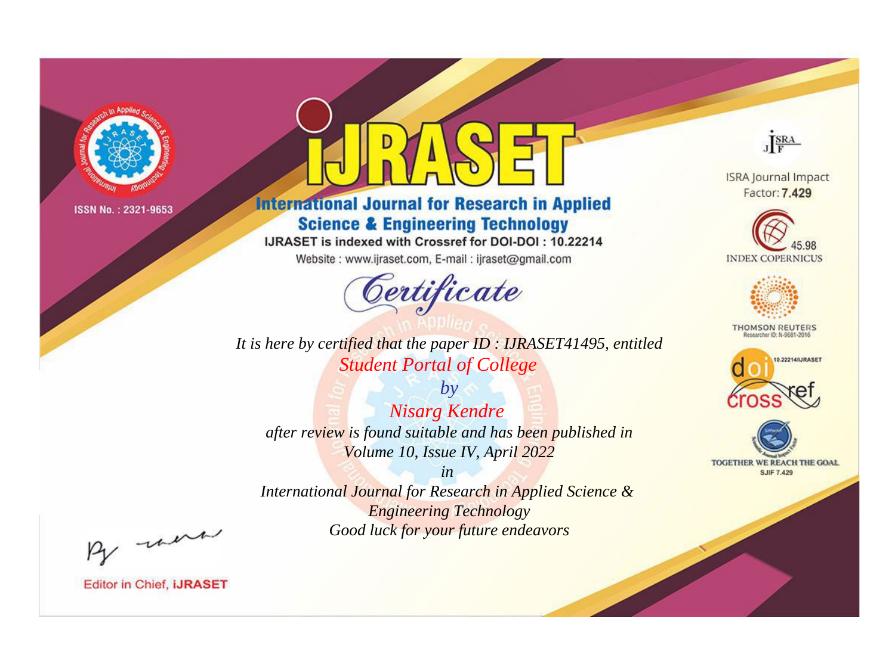ISSN No. : 2321-9653

# iJRASET

## International Journal for Research in Applied Science & Engineering Technology

IJRASET is indexed with Crossref for DOI-DOI : 10.22214

Website : www.ijraset.com, E-mail : ijraset@gmail.com

ISRA Journal Impact Factor: **7.429**

45.98 INDEX COPERNICUS

THOMSON REUTERS Researcher ID: N-9681-2016

10.22214/IJRASET

TOGETHER WE REACH THE GOAL SJIF 7.429

*Certificate*

*It is here by certified that the paper ID : IJRASET41495, entitled*

*Student Portal of College*

*by*

*Nisarg Kendre*

*after review is found suitable and has been published in*

*Volume 10, Issue IV, April 2022*

*in*

*International Journal for Research in Applied Science & Engineering Technology*

*Good luck for your future endeavors*

Editor in Chief, **iJRASET**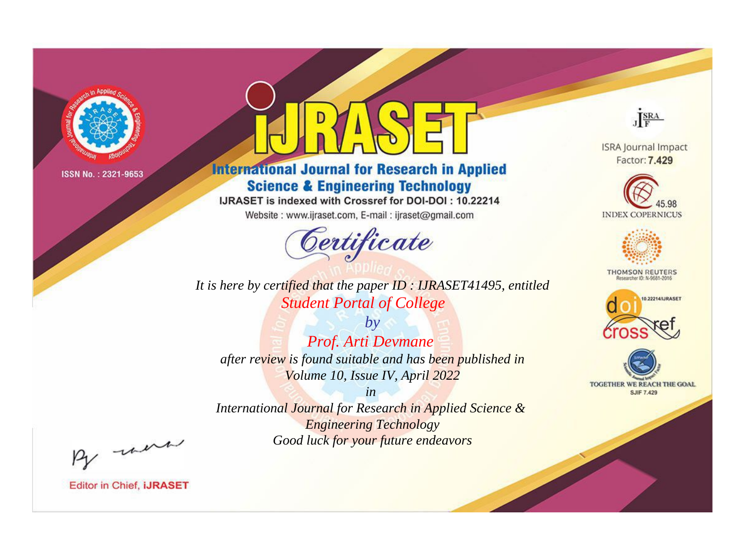ISSN No. : 2321-9653

# IJRASET

## International Journal for Research in Applied Science & Engineering Technology

IJRASET is indexed with Crossref for DOI-DOI : 10.22214

Website : www.ijraset.com, E-mail : ijraset@gmail.com

*Certificate*

*It is here by certified that the paper ID : IJRASET41495, entitled*

*Student Portal of College*

*by*

*Prof. Arti Devmane*

*after review is found suitable and has been published in*

*Volume 10, Issue IV, April 2022*

*in*

*International Journal for Research in Applied Science & Engineering Technology*

*Good luck for your future endeavors*

ISRA Journal Impact Factor: **7.429**

45.98 INDEX COPERNICUS

THOMSON REUTERS Researcher ID: N-9681-2016

10.22214/IJRASET

TOGETHER WE REACH THE GOAL SJIF 7.429

Editor in Chief, **IJRASET**